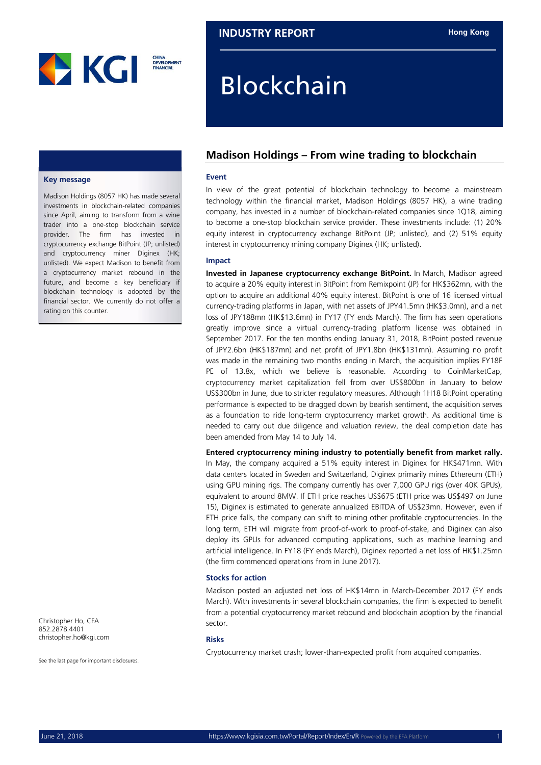INDUSTRY REPORT

Hong Kong

# Blockchain

## Madison Holdings – From wine trading to blockchain

### Key message

Madison Holdings (8057 HK) has made several investments in blockchain-related companies since April, aiming to transform from a wine trader into a one-stop blockchain service provider. The firm has invested in cryptocurrency exchange BitPoint (JP; unlisted) and cryptocurrency miner Diginex (HK; unlisted). We expect Madison to benefit from a cryptocurrency market rebound in the future, and become a key beneficiary if blockchain technology is adopted by the financial sector. We currently do not offer a rating on this counter.

### Event

In view of the great potential of blockchain technology to become a mainstream technology within the financial market, Madison Holdings (8057 HK), a wine trading company, has invested in a number of blockchain-related companies since 1Q18, aiming to become a one-stop blockchain service provider. These investments include: (1) 20% equity interest in cryptocurrency exchange BitPoint (JP; unlisted), and (2) 51% equity interest in cryptocurrency mining company Diginex (HK; unlisted).

### Impact

**Invested in Japanese cryptocurrency exchange BitPoint.** In March, Madison agreed to acquire a 20% equity interest in BitPoint from Remixpoint (JP) for HK$362mn, with the option to acquire an additional 40% equity interest. BitPoint is one of 16 licensed virtual currency-trading platforms in Japan, with net assets of JPY41.5mn (HK$3.0mn), and a net loss of JPY188mn (HK$13.6mn) in FY17 (FY ends March). The firm has seen operations greatly improve since a virtual currency-trading platform license was obtained in September 2017. For the ten months ending January 31, 2018, BitPoint posted revenue of JPY2.6bn (HK$187mn) and net profit of JPY1.8bn (HK$131mn). Assuming no profit was made in the remaining two months ending in March, the acquisition implies FY18F PE of 13.8x, which we believe is reasonable. According to CoinMarketCap, cryptocurrency market capitalization fell from over US$800bn in January to below US$300bn in June, due to stricter regulatory measures. Although 1H18 BitPoint operating performance is expected to be dragged down by bearish sentiment, the acquisition serves as a foundation to ride long-term cryptocurrency market growth. As additional time is needed to carry out due diligence and valuation review, the deal completion date has been amended from May 14 to July 14.

**Entered cryptocurrency mining industry to potentially benefit from market rally.** In May, the company acquired a 51% equity interest in Diginex for HK$471mn. With data centers located in Sweden and Switzerland, Diginex primarily mines Ethereum (ETH) using GPU mining rigs. The company currently has over 7,000 GPU rigs (over 40K GPUs), equivalent to around 8MW. If ETH price reaches US$675 (ETH price was US$497 on June 15), Diginex is estimated to generate annualized EBITDA of US$23mn. However, even if ETH price falls, the company can shift to mining other profitable cryptocurrencies. In the long term, ETH will migrate from proof-of-work to proof-of-stake, and Diginex can also deploy its GPUs for advanced computing applications, such as machine learning and artificial intelligence. In FY18 (FY ends March), Diginex reported a net loss of HK$1.25mn (the firm commenced operations from in June 2017).

### Stocks for action

Madison posted an adjusted net loss of HK$14mn in March-December 2017 (FY ends March). With investments in several blockchain companies, the firm is expected to benefit from a potential cryptocurrency market rebound and blockchain adoption by the financial sector.

### Risks

Cryptocurrency market crash; lower-than-expected profit from acquired companies.

Christopher Ho, CFA
852.2878.4401
christopher.ho@kgi.com

See the last page for important disclosures.

June 21, 2018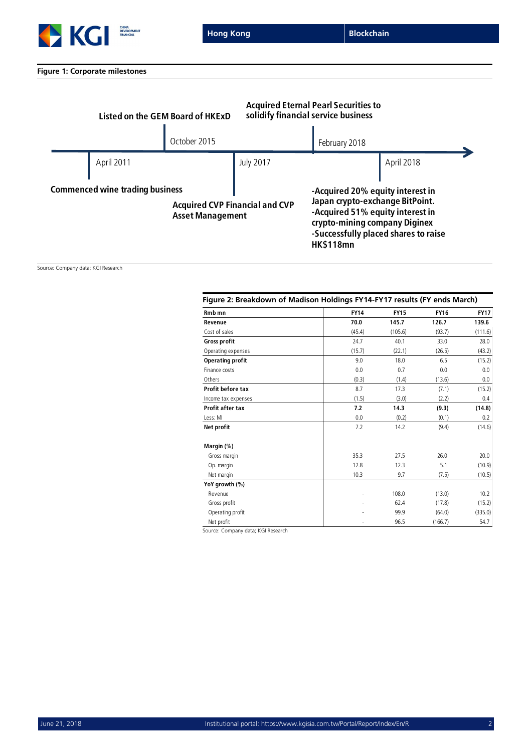**Figure 1: Corporate milestones**

April 2011
Commenced wine trading business

October 2015
Listed on the GEM Board of HKExD

July 2017
Acquired CVP Financial and CVP Asset Management

February 2018
Acquired Eternal Pearl Securities to solidify financial service business

April 2018
-Acquired 20% equity interest in Japan crypto-exchange BitPoint.
-Acquired 51% equity interest in crypto-mining company Diginex
-Successfully placed shares to raise HK$118mn

Source: Company data; KGI Research

**Figure 2: Breakdown of Madison Holdings FY14-FY17 results (FY ends March)**

| Rmb mn | FY14 | FY15 | FY16 | FY17 |
|---|---|---|---|---|
| **Revenue** | **70.0** | **145.7** | **126.7** | **139.6** |
| Cost of sales | (45.4) | (105.6) | (93.7) | (111.6) |
| **Gross profit** | 24.7 | 40.1 | 33.0 | 28.0 |
| Operating expenses | (15.7) | (22.1) | (26.5) | (43.2) |
| **Operating profit** | 9.0 | 18.0 | 6.5 | (15.2) |
| Finance costs | 0.0 | 0.7 | 0.0 | 0.0 |
| Others | (0.3) | (1.4) | (13.6) | 0.0 |
| **Profit before tax** | 8.7 | 17.3 | (7.1) | (15.2) |
| Income tax expenses | (1.5) | (3.0) | (2.2) | 0.4 |
| **Profit after tax** | **7.2** | **14.3** | **(9.3)** | **(14.8)** |
| Less: MI | 0.0 | (0.2) | (0.1) | 0.2 |
| **Net profit** | 7.2 | 14.2 | (9.4) | (14.6) |
| | | | | |
| **Margin (%)** | | | | |
| Gross margin | 35.3 | 27.5 | 26.0 | 20.0 |
| Op. margin | 12.8 | 12.3 | 5.1 | (10.9) |
| Net margin | 10.3 | 9.7 | (7.5) | (10.5) |
| **YoY growth (%)** | | | | |
| Revenue | - | 108.0 | (13.0) | 10.2 |
| Gross profit | - | 62.4 | (17.8) | (15.2) |
| Operating profit | - | 99.9 | (64.0) | (335.0) |
| Net profit | - | 96.5 | (166.7) | 54.7 |

Source: Company data; KGI Research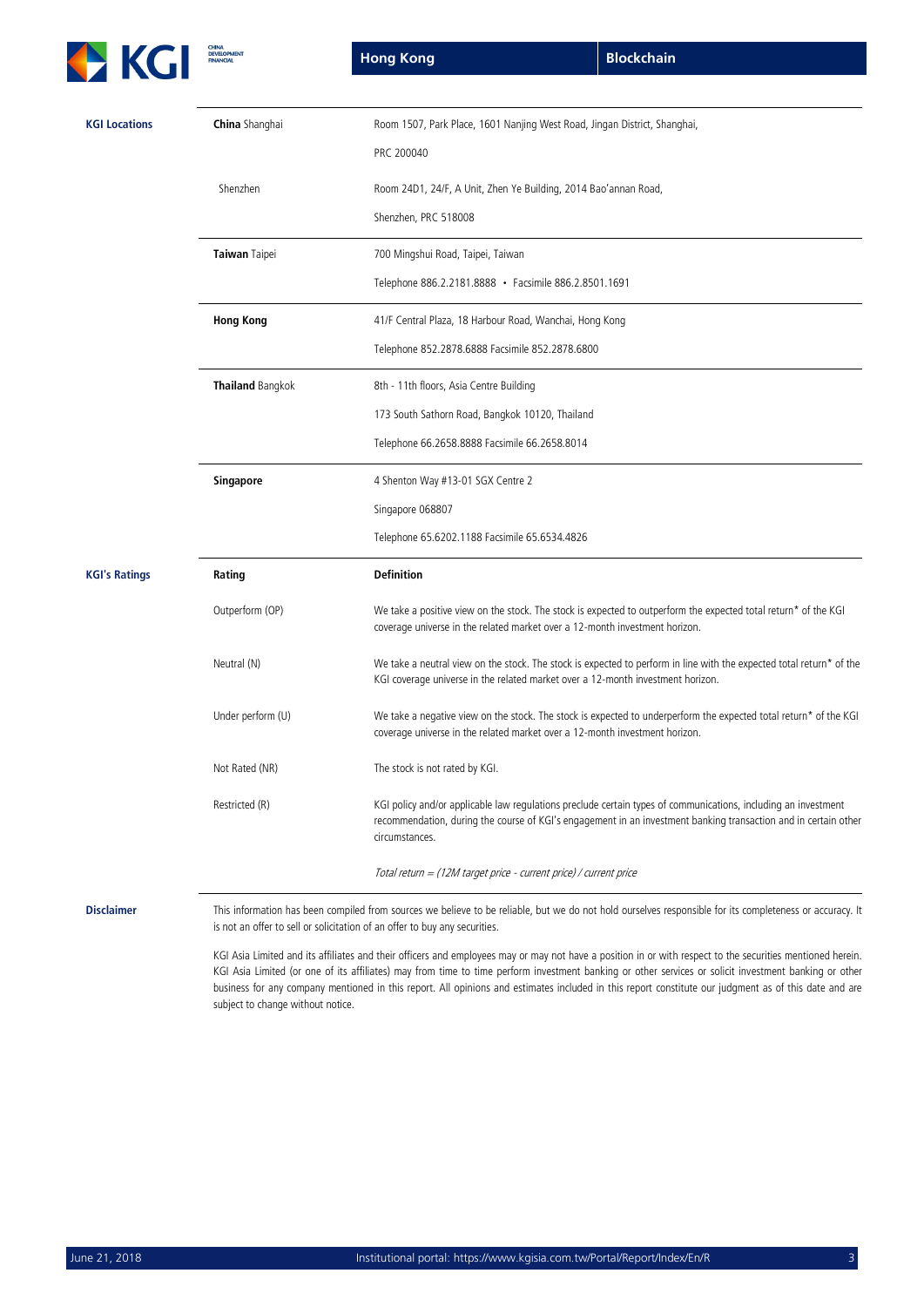## KGI Locations

| | | |
|---|---|---|
| **China** Shanghai | Room 1507, Park Place, 1601 Nanjing West Road, Jingan District, Shanghai, PRC 200040 |
| Shenzhen | Room 24D1, 24/F, A Unit, Zhen Ye Building, 2014 Bao'annan Road, Shenzhen, PRC 518008 |
| **Taiwan** Taipei | 700 Mingshui Road, Taipei, Taiwan<br>Telephone 886.2.2181.8888 • Facsimile 886.2.8501.1691 |
| **Hong Kong** | 41/F Central Plaza, 18 Harbour Road, Wanchai, Hong Kong<br>Telephone 852.2878.6888 Facsimile 852.2878.6800 |
| **Thailand** Bangkok | 8th - 11th floors, Asia Centre Building<br>173 South Sathorn Road, Bangkok 10120, Thailand<br>Telephone 66.2658.8888 Facsimile 66.2658.8014 |
| **Singapore** | 4 Shenton Way #13-01 SGX Centre 2<br>Singapore 068807<br>Telephone 65.6202.1188 Facsimile 65.6534.4826 |

## KGI's Ratings

| Rating | Definition |
|---|---|
| Outperform (OP) | We take a positive view on the stock. The stock is expected to outperform the expected total return* of the KGI coverage universe in the related market over a 12-month investment horizon. |
| Neutral (N) | We take a neutral view on the stock. The stock is expected to perform in line with the expected total return* of the KGI coverage universe in the related market over a 12-month investment horizon. |
| Under perform (U) | We take a negative view on the stock. The stock is expected to underperform the expected total return* of the KGI coverage universe in the related market over a 12-month investment horizon. |
| Not Rated (NR) | The stock is not rated by KGI. |
| Restricted (R) | KGI policy and/or applicable law regulations preclude certain types of communications, including an investment recommendation, during the course of KGI's engagement in an investment banking transaction and in certain other circumstances. |

*Total return = (12M target price - current price) / current price*

## Disclaimer

This information has been compiled from sources we believe to be reliable, but we do not hold ourselves responsible for its completeness or accuracy. It is not an offer to sell or solicitation of an offer to buy any securities.

KGI Asia Limited and its affiliates and their officers and employees may or may not have a position in or with respect to the securities mentioned herein. KGI Asia Limited (or one of its affiliates) may from time to time perform investment banking or other services or solicit investment banking or other business for any company mentioned in this report. All opinions and estimates included in this report constitute our judgment as of this date and are subject to change without notice.